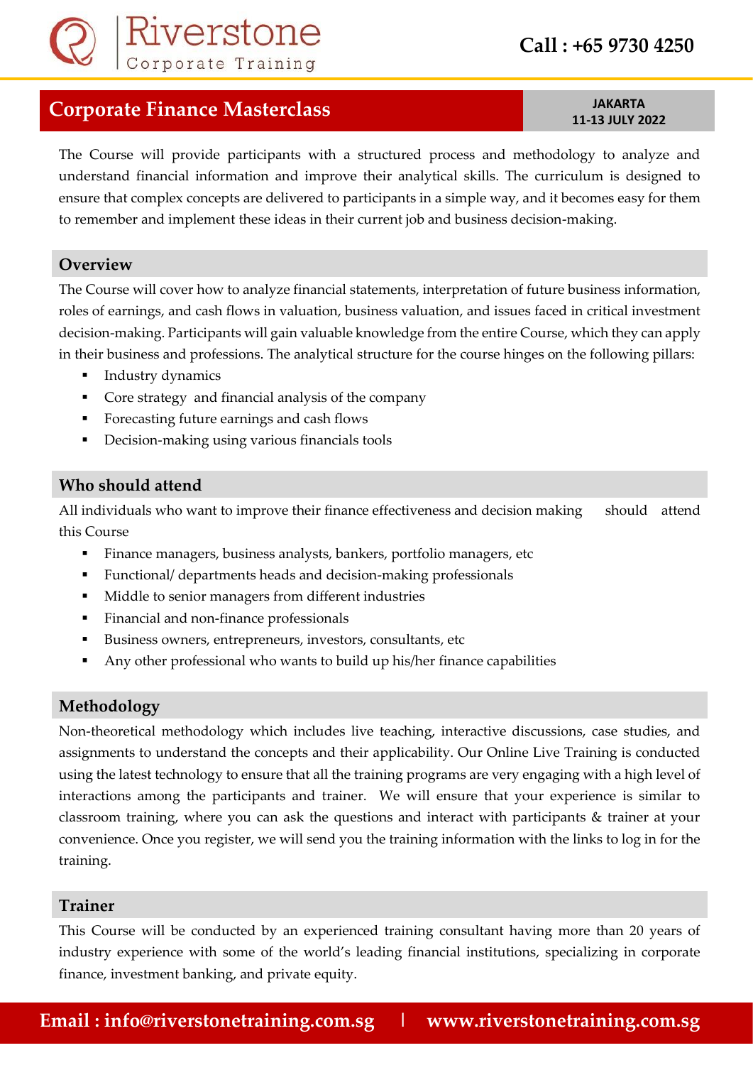# Corporate Finance Masterclass

**JAKARTA**
**11-13 JULY 2022**

The Course will provide participants with a structured process and methodology to analyze and understand financial information and improve their analytical skills. The curriculum is designed to ensure that complex concepts are delivered to participants in a simple way, and it becomes easy for them to remember and implement these ideas in their current job and business decision-making.

## Overview

The Course will cover how to analyze financial statements, interpretation of future business information, roles of earnings, and cash flows in valuation, business valuation, and issues faced in critical investment decision-making. Participants will gain valuable knowledge from the entire Course, which they can apply in their business and professions. The analytical structure for the course hinges on the following pillars:

- Industry dynamics
- Core strategy and financial analysis of the company
- Forecasting future earnings and cash flows
- Decision-making using various financials tools

## Who should attend

All individuals who want to improve their finance effectiveness and decision making should attend this Course

- Finance managers, business analysts, bankers, portfolio managers, etc
- Functional/ departments heads and decision-making professionals
- Middle to senior managers from different industries
- Financial and non-finance professionals
- Business owners, entrepreneurs, investors, consultants, etc
- Any other professional who wants to build up his/her finance capabilities

## Methodology

Non-theoretical methodology which includes live teaching, interactive discussions, case studies, and assignments to understand the concepts and their applicability. Our Online Live Training is conducted using the latest technology to ensure that all the training programs are very engaging with a high level of interactions among the participants and trainer. We will ensure that your experience is similar to classroom training, where you can ask the questions and interact with participants & trainer at your convenience. Once you register, we will send you the training information with the links to log in for the training.

## Trainer

This Course will be conducted by an experienced training consultant having more than 20 years of industry experience with some of the world's leading financial institutions, specializing in corporate finance, investment banking, and private equity.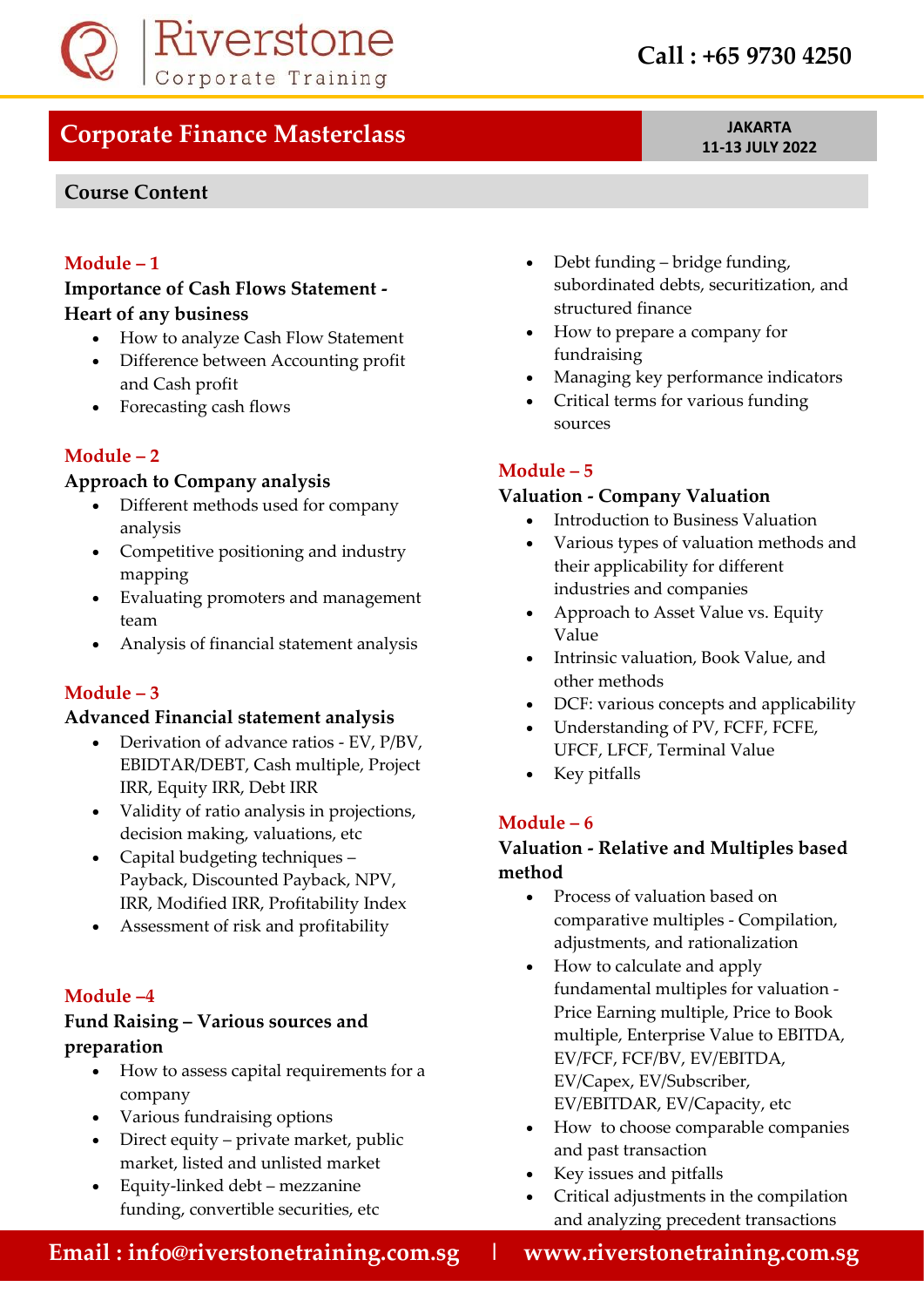# Corporate Finance Masterclass

**JAKARTA**
**11-13 JULY 2022**

## Course Content

### Module – 1

**Importance of Cash Flows Statement - Heart of any business**

- How to analyze Cash Flow Statement
- Difference between Accounting profit and Cash profit
- Forecasting cash flows

### Module – 2

**Approach to Company analysis**

- Different methods used for company analysis
- Competitive positioning and industry mapping
- Evaluating promoters and management team
- Analysis of financial statement analysis

### Module – 3

**Advanced Financial statement analysis**

- Derivation of advance ratios - EV, P/BV, EBIDTAR/DEBT, Cash multiple, Project IRR, Equity IRR, Debt IRR
- Validity of ratio analysis in projections, decision making, valuations, etc
- Capital budgeting techniques – Payback, Discounted Payback, NPV, IRR, Modified IRR, Profitability Index
- Assessment of risk and profitability

### Module –4

**Fund Raising – Various sources and preparation**

- How to assess capital requirements for a company
- Various fundraising options
- Direct equity – private market, public market, listed and unlisted market
- Equity-linked debt – mezzanine funding, convertible securities, etc
- Debt funding – bridge funding, subordinated debts, securitization, and structured finance
- How to prepare a company for fundraising
- Managing key performance indicators
- Critical terms for various funding sources

### Module – 5

**Valuation - Company Valuation**

- Introduction to Business Valuation
- Various types of valuation methods and their applicability for different industries and companies
- Approach to Asset Value vs. Equity Value
- Intrinsic valuation, Book Value, and other methods
- DCF: various concepts and applicability
- Understanding of PV, FCFF, FCFE, UFCF, LFCF, Terminal Value
- Key pitfalls

### Module – 6

**Valuation - Relative and Multiples based method**

- Process of valuation based on comparative multiples - Compilation, adjustments, and rationalization
- How to calculate and apply fundamental multiples for valuation - Price Earning multiple, Price to Book multiple, Enterprise Value to EBITDA, EV/FCF, FCF/BV, EV/EBITDA, EV/Capex, EV/Subscriber, EV/EBITDAR, EV/Capacity, etc
- How to choose comparable companies and past transaction
- Key issues and pitfalls
- Critical adjustments in the compilation and analyzing precedent transactions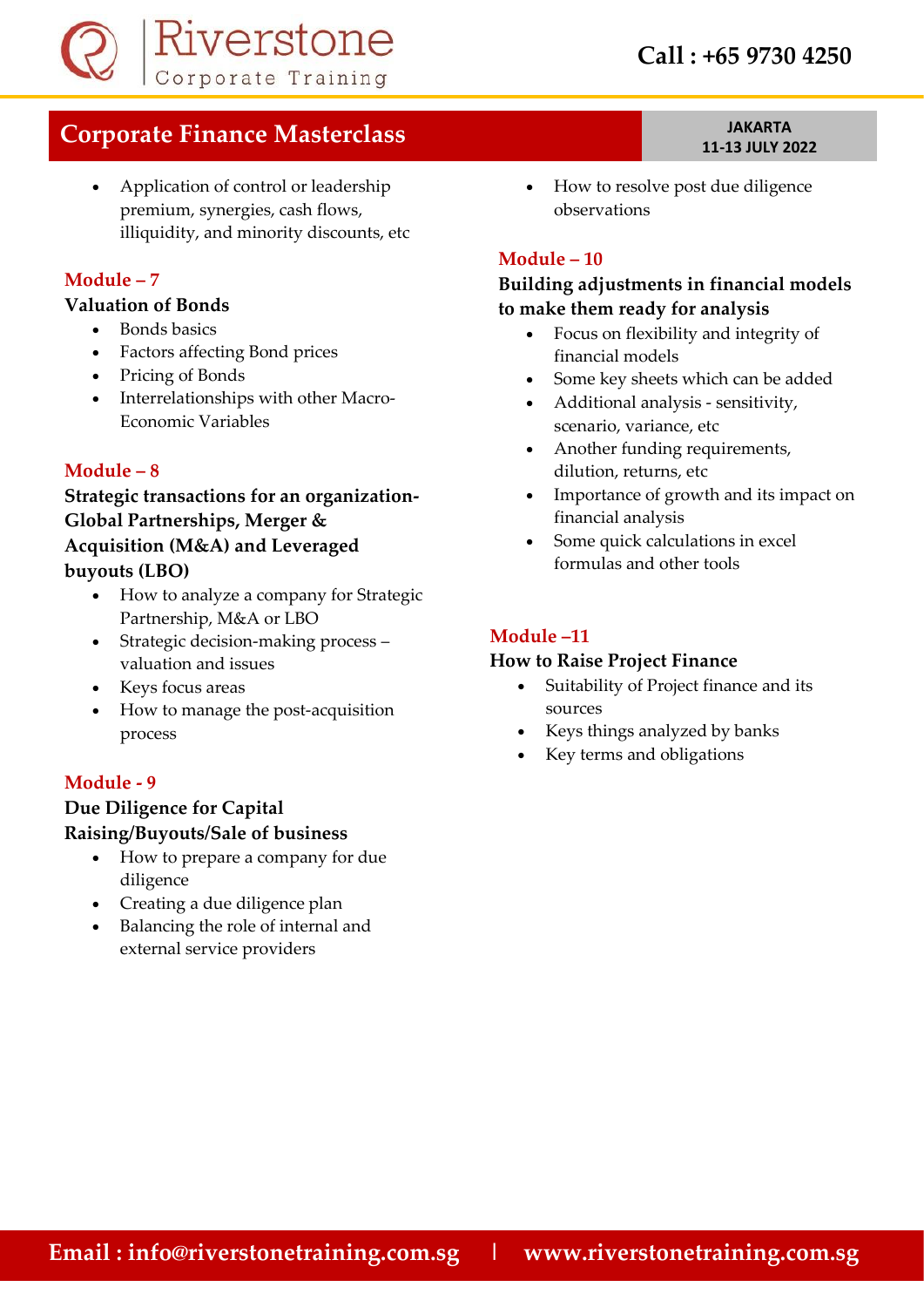- Application of control or leadership premium, synergies, cash flows, illiquidity, and minority discounts, etc

### Module – 7

**Valuation of Bonds**

- Bonds basics
- Factors affecting Bond prices
- Pricing of Bonds
- Interrelationships with other Macro-Economic Variables

### Module – 8

**Strategic transactions for an organization- Global Partnerships, Merger & Acquisition (M&A) and Leveraged buyouts (LBO)**

- How to analyze a company for Strategic Partnership, M&A or LBO
- Strategic decision-making process – valuation and issues
- Keys focus areas
- How to manage the post-acquisition process

### Module - 9

**Due Diligence for Capital Raising/Buyouts/Sale of business**

- How to prepare a company for due diligence
- Creating a due diligence plan
- Balancing the role of internal and external service providers
- How to resolve post due diligence observations

### Module – 10

**Building adjustments in financial models to make them ready for analysis**

- Focus on flexibility and integrity of financial models
- Some key sheets which can be added
- Additional analysis - sensitivity, scenario, variance, etc
- Another funding requirements, dilution, returns, etc
- Importance of growth and its impact on financial analysis
- Some quick calculations in excel formulas and other tools

### Module –11

**How to Raise Project Finance**

- Suitability of Project finance and its sources
- Keys things analyzed by banks
- Key terms and obligations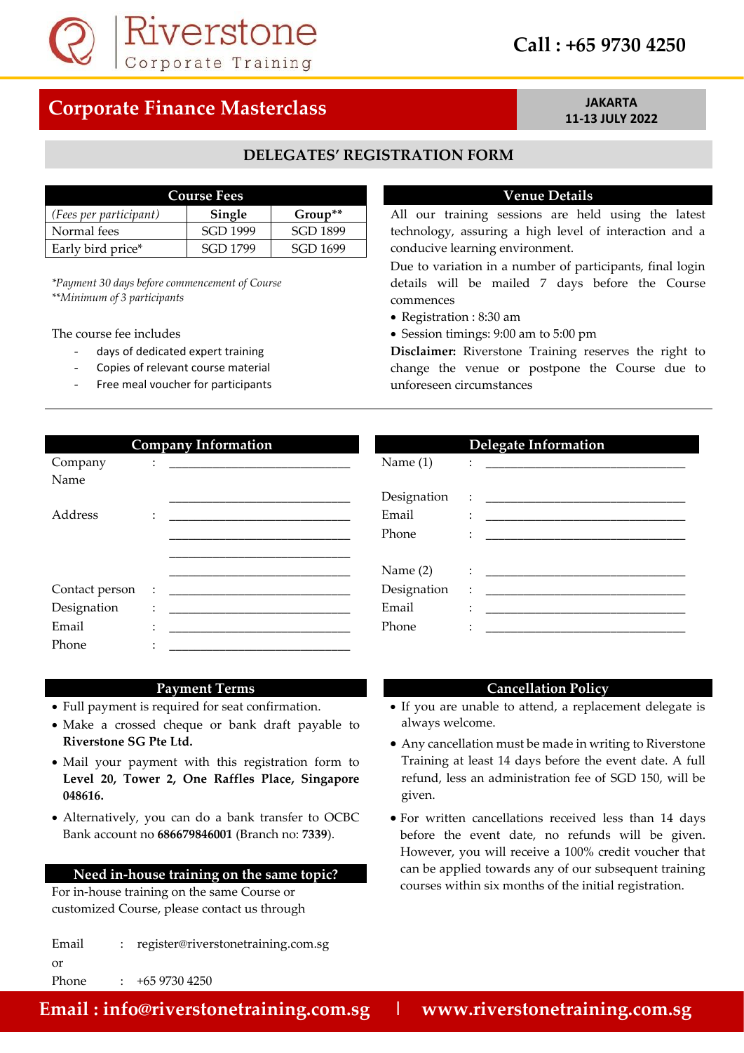Riverstone Corporate Training

**Call : +65 9730 4250**

# Corporate Finance Masterclass

**JAKARTA**
**11-13 JULY 2022**

## DELEGATES' REGISTRATION FORM

### Course Fees

| *(Fees per participant)* | Single | Group** |
|---|---|---|
| Normal fees | SGD 1999 | SGD 1899 |
| Early bird price* | SGD 1799 | SGD 1699 |

*\*Payment 30 days before commencement of Course*
*\*\*Minimum of 3 participants*

The course fee includes

- days of dedicated expert training
- Copies of relevant course material
- Free meal voucher for participants

### Venue Details

All our training sessions are held using the latest technology, assuring a high level of interaction and a conducive learning environment.

Due to variation in a number of participants, final login details will be mailed 7 days before the Course commences

- Registration : 8:30 am
- Session timings: 9:00 am to 5:00 pm

**Disclaimer:** Riverstone Training reserves the right to change the venue or postpone the Course due to unforeseen circumstances

---

### Company Information

Company Name : ______________________________

______________________________

Address : ______________________________

______________________________

______________________________

______________________________

Contact person : ______________________________

Designation : ______________________________

Email : ______________________________

Phone : ______________________________

### Delegate Information

Name (1) : ______________________________

Designation : ______________________________

Email : ______________________________

Phone : ______________________________

Name (2) : ______________________________

Designation : ______________________________

Email : ______________________________

Phone : ______________________________

### Payment Terms

- Full payment is required for seat confirmation.
- Make a crossed cheque or bank draft payable to **Riverstone SG Pte Ltd.**
- Mail your payment with this registration form to **Level 20, Tower 2, One Raffles Place, Singapore 048616.**
- Alternatively, you can do a bank transfer to OCBC Bank account no **686679846001** (Branch no: **7339**).

### Need in-house training on the same topic?

For in-house training on the same Course or customized Course, please contact us through

Email : register@riverstonetraining.com.sg

or

Phone : +65 9730 4250

### Cancellation Policy

- If you are unable to attend, a replacement delegate is always welcome.
- Any cancellation must be made in writing to Riverstone Training at least 14 days before the event date. A full refund, less an administration fee of SGD 150, will be given.
- For written cancellations received less than 14 days before the event date, no refunds will be given. However, you will receive a 100% credit voucher that can be applied towards any of our subsequent training courses within six months of the initial registration.

**Email : info@riverstonetraining.com.sg | www.riverstonetraining.com.sg**